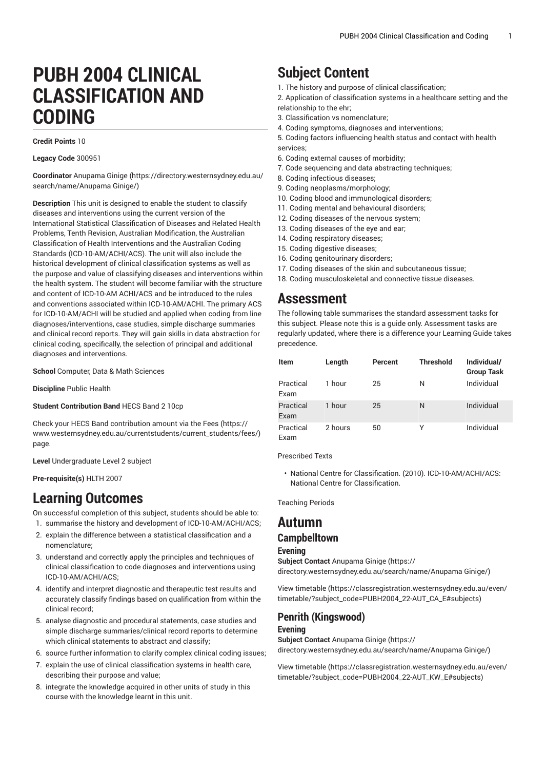# PUBH 2004 CLINICAL CLASSIFICATION AND CODING

**Credit Points** 10

**Legacy Code** 300951

**Coordinator** Anupama Ginige (https://directory.westernsydney.edu.au/search/name/Anupama Ginige/)

**Description** This unit is designed to enable the student to classify diseases and interventions using the current version of the International Statistical Classification of Diseases and Related Health Problems, Tenth Revision, Australian Modification, the Australian Classification of Health Interventions and the Australian Coding Standards (ICD-10-AM/ACHI/ACS). The unit will also include the historical development of clinical classification systems as well as the purpose and value of classifying diseases and interventions within the health system. The student will become familiar with the structure and content of ICD-10-AM ACHI/ACS and be introduced to the rules and conventions associated within ICD-10-AM/ACHI. The primary ACS for ICD-10-AM/ACHI will be studied and applied when coding from line diagnoses/interventions, case studies, simple discharge summaries and clinical record reports. They will gain skills in data abstraction for clinical coding, specifically, the selection of principal and additional diagnoses and interventions.

**School** Computer, Data & Math Sciences

**Discipline** Public Health

**Student Contribution Band** HECS Band 2 10cp

Check your HECS Band contribution amount via the Fees (https://www.westernsydney.edu.au/currentstudents/current_students/fees/) page.

**Level** Undergraduate Level 2 subject

**Pre-requisite(s)** HLTH 2007

## Learning Outcomes

On successful completion of this subject, students should be able to:

1. summarise the history and development of ICD-10-AM/ACHI/ACS;
2. explain the difference between a statistical classification and a nomenclature;
3. understand and correctly apply the principles and techniques of clinical classification to code diagnoses and interventions using ICD-10-AM/ACHI/ACS;
4. identify and interpret diagnostic and therapeutic test results and accurately classify findings based on qualification from within the clinical record;
5. analyse diagnostic and procedural statements, case studies and simple discharge summaries/clinical record reports to determine which clinical statements to abstract and classify;
6. source further information to clarify complex clinical coding issues;
7. explain the use of clinical classification systems in health care, describing their purpose and value;
8. integrate the knowledge acquired in other units of study in this course with the knowledge learnt in this unit.

## Subject Content

1. The history and purpose of clinical classification;
2. Application of classification systems in a healthcare setting and the relationship to the ehr;
3. Classification vs nomenclature;
4. Coding symptoms, diagnoses and interventions;
5. Coding factors influencing health status and contact with health services;
6. Coding external causes of morbidity;
7. Code sequencing and data abstracting techniques;
8. Coding infectious diseases;
9. Coding neoplasms/morphology;
10. Coding blood and immunological disorders;
11. Coding mental and behavioural disorders;
12. Coding diseases of the nervous system;
13. Coding diseases of the eye and ear;
14. Coding respiratory diseases;
15. Coding digestive diseases;
16. Coding genitourinary disorders;
17. Coding diseases of the skin and subcutaneous tissue;
18. Coding musculoskeletal and connective tissue diseases.

## Assessment

The following table summarises the standard assessment tasks for this subject. Please note this is a guide only. Assessment tasks are regularly updated, where there is a difference your Learning Guide takes precedence.

| Item | Length | Percent | Threshold | Individual/ Group Task |
|---|---|---|---|---|
| Practical Exam | 1 hour | 25 | N | Individual |
| Practical Exam | 1 hour | 25 | N | Individual |
| Practical Exam | 2 hours | 50 | Y | Individual |

Prescribed Texts

- National Centre for Classification. (2010). ICD-10-AM/ACHI/ACS: National Centre for Classification.

Teaching Periods

## Autumn

### Campbelltown

#### Evening

**Subject Contact** Anupama Ginige (https://directory.westernsydney.edu.au/search/name/Anupama Ginige/)

View timetable (https://classregistration.westernsydney.edu.au/even/timetable/?subject_code=PUBH2004_22-AUT_CA_E#subjects)

### Penrith (Kingswood)

#### Evening

**Subject Contact** Anupama Ginige (https://directory.westernsydney.edu.au/search/name/Anupama Ginige/)

View timetable (https://classregistration.westernsydney.edu.au/even/timetable/?subject_code=PUBH2004_22-AUT_KW_E#subjects)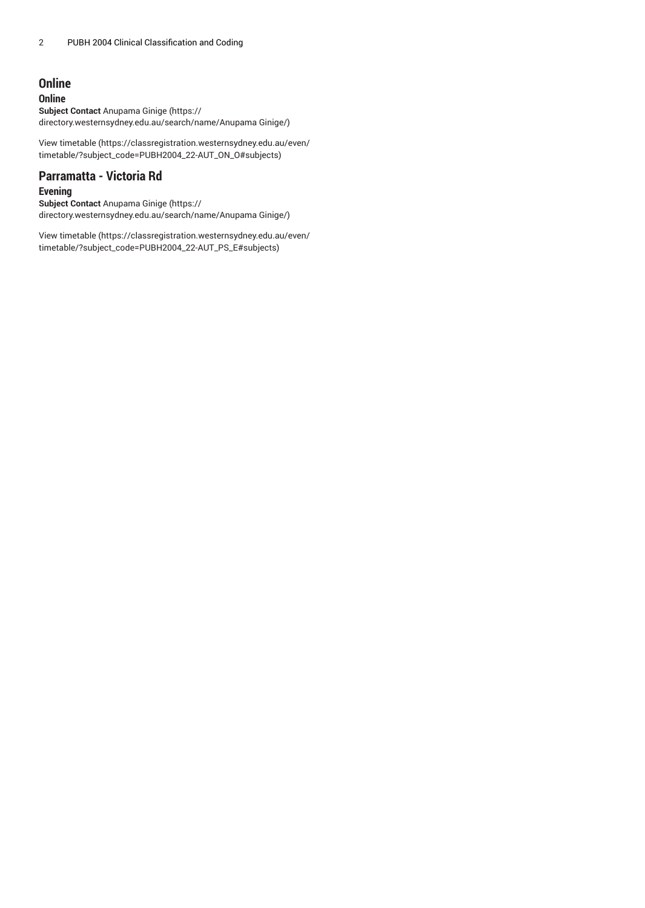## Online

### Online

**Subject Contact** Anupama Ginige (https://directory.westernsydney.edu.au/search/name/Anupama Ginige/)

View timetable (https://classregistration.westernsydney.edu.au/even/timetable/?subject_code=PUBH2004_22-AUT_ON_O#subjects)

## Parramatta - Victoria Rd

### Evening

**Subject Contact** Anupama Ginige (https://directory.westernsydney.edu.au/search/name/Anupama Ginige/)

View timetable (https://classregistration.westernsydney.edu.au/even/timetable/?subject_code=PUBH2004_22-AUT_PS_E#subjects)